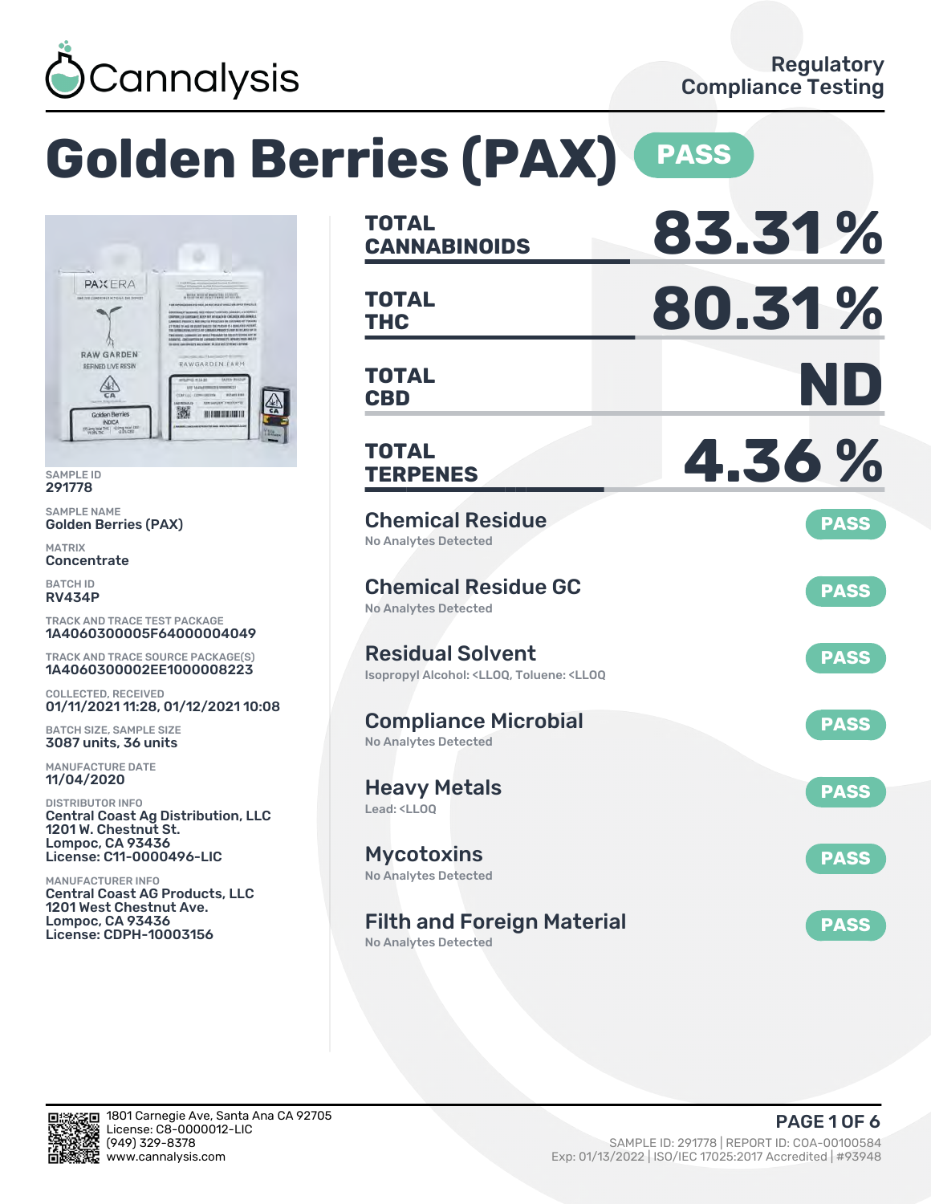Cannalysis

Regulatory Compliance Testing

# Golden Berries (PAX) PASS

SAMPLE ID
291778

SAMPLE NAME
Golden Berries (PAX)

MATRIX
Concentrate

BATCH ID
RV434P

TRACK AND TRACE TEST PACKAGE
1A4060300005F64000004049

TRACK AND TRACE SOURCE PACKAGE(S)
1A4060300002EE1000008223

COLLECTED, RECEIVED
01/11/2021 11:28, 01/12/2021 10:08

BATCH SIZE, SAMPLE SIZE
3087 units, 36 units

MANUFACTURE DATE
11/04/2020

DISTRIBUTOR INFO
Central Coast Ag Distribution, LLC
1201 W. Chestnut St.
Lompoc, CA 93436
License: C11-0000496-LIC

MANUFACTURER INFO
Central Coast AG Products, LLC
1201 West Chestnut Ave.
Lompoc, CA 93436
License: CDPH-10003156

| | |
|---|---|
| **TOTAL CANNABINOIDS** | **83.31 %** |
| **TOTAL THC** | **80.31 %** |
| **TOTAL CBD** | **ND** |
| **TOTAL TERPENES** | **4.36 %** |

| Test | Details | Result |
|---|---|---|
| Chemical Residue | No Analytes Detected | PASS |
| Chemical Residue GC | No Analytes Detected | PASS |
| Residual Solvent | Isopropyl Alcohol: <LLOQ, Toluene: <LLOQ | PASS |
| Compliance Microbial | No Analytes Detected | PASS |
| Heavy Metals | Lead: <LLOQ | PASS |
| Mycotoxins | No Analytes Detected | PASS |
| Filth and Foreign Material | No Analytes Detected | PASS |

1801 Carnegie Ave, Santa Ana CA 92705
License: C8-0000012-LIC
(949) 329-8378
www.cannalysis.com

SAMPLE ID: 291778 | REPORT ID: COA-00100584
Exp: 01/13/2022 | ISO/IEC 17025:2017 Accredited | #93948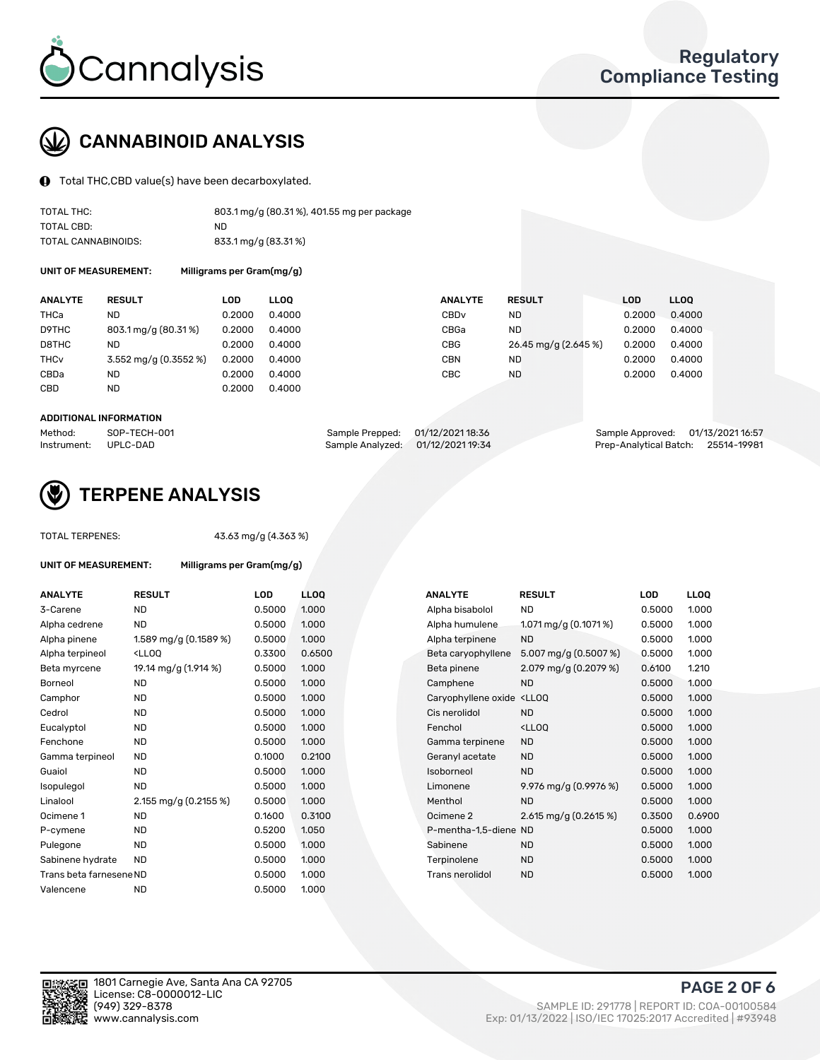# CANNABINOID ANALYSIS

Total THC,CBD value(s) have been decarboxylated.

| | |
|---|---|
| TOTAL THC: | 803.1 mg/g (80.31 %), 401.55 mg per package |
| TOTAL CBD: | ND |
| TOTAL CANNABINOIDS: | 833.1 mg/g (83.31 %) |

**UNIT OF MEASUREMENT:** Milligrams per Gram(mg/g)

| ANALYTE | RESULT | LOD | LLOQ | ANALYTE | RESULT | LOD | LLOQ |
|---|---|---|---|---|---|---|---|
| THCa | ND | 0.2000 | 0.4000 | CBDv | ND | 0.2000 | 0.4000 |
| D9THC | 803.1 mg/g (80.31 %) | 0.2000 | 0.4000 | CBGa | ND | 0.2000 | 0.4000 |
| D8THC | ND | 0.2000 | 0.4000 | CBG | 26.45 mg/g (2.645 %) | 0.2000 | 0.4000 |
| THCv | 3.552 mg/g (0.3552 %) | 0.2000 | 0.4000 | CBN | ND | 0.2000 | 0.4000 |
| CBDa | ND | 0.2000 | 0.4000 | CBC | ND | 0.2000 | 0.4000 |
| CBD | ND | 0.2000 | 0.4000 | | | | |

**ADDITIONAL INFORMATION**

| | | | | | |
|---|---|---|---|---|---|
| Method: | SOP-TECH-001 | Sample Prepped: | 01/12/2021 18:36 | Sample Approved: | 01/13/2021 16:57 |
| Instrument: | UPLC-DAD | Sample Analyzed: | 01/12/2021 19:34 | Prep-Analytical Batch: | 25514-19981 |

# TERPENE ANALYSIS

TOTAL TERPENES: 43.63 mg/g (4.363 %)

**UNIT OF MEASUREMENT:** Milligrams per Gram(mg/g)

| ANALYTE | RESULT | LOD | LLOQ | ANALYTE | RESULT | LOD | LLOQ |
|---|---|---|---|---|---|---|---|
| 3-Carene | ND | 0.5000 | 1.000 | Alpha bisabolol | ND | 0.5000 | 1.000 |
| Alpha cedrene | ND | 0.5000 | 1.000 | Alpha humulene | 1.071 mg/g (0.1071 %) | 0.5000 | 1.000 |
| Alpha pinene | 1.589 mg/g (0.1589 %) | 0.5000 | 1.000 | Alpha terpinene | ND | 0.5000 | 1.000 |
| Alpha terpineol | <LLOQ | 0.3300 | 0.6500 | Beta caryophyllene | 5.007 mg/g (0.5007 %) | 0.5000 | 1.000 |
| Beta myrcene | 19.14 mg/g (1.914 %) | 0.5000 | 1.000 | Beta pinene | 2.079 mg/g (0.2079 %) | 0.6100 | 1.210 |
| Borneol | ND | 0.5000 | 1.000 | Camphene | ND | 0.5000 | 1.000 |
| Camphor | ND | 0.5000 | 1.000 | Caryophyllene oxide | <LLOQ | 0.5000 | 1.000 |
| Cedrol | ND | 0.5000 | 1.000 | Cis nerolidol | ND | 0.5000 | 1.000 |
| Eucalyptol | ND | 0.5000 | 1.000 | Fenchol | <LLOQ | 0.5000 | 1.000 |
| Fenchone | ND | 0.5000 | 1.000 | Gamma terpinene | ND | 0.5000 | 1.000 |
| Gamma terpineol | ND | 0.1000 | 0.2100 | Geranyl acetate | ND | 0.5000 | 1.000 |
| Guaiol | ND | 0.5000 | 1.000 | Isoborneol | ND | 0.5000 | 1.000 |
| Isopulegol | ND | 0.5000 | 1.000 | Limonene | 9.976 mg/g (0.9976 %) | 0.5000 | 1.000 |
| Linalool | 2.155 mg/g (0.2155 %) | 0.5000 | 1.000 | Menthol | ND | 0.5000 | 1.000 |
| Ocimene 1 | ND | 0.1600 | 0.3100 | Ocimene 2 | 2.615 mg/g (0.2615 %) | 0.3500 | 0.6900 |
| P-cymene | ND | 0.5200 | 1.050 | P-mentha-1,5-diene | ND | 0.5000 | 1.000 |
| Pulegone | ND | 0.5000 | 1.000 | Sabinene | ND | 0.5000 | 1.000 |
| Sabinene hydrate | ND | 0.5000 | 1.000 | Terpinolene | ND | 0.5000 | 1.000 |
| Trans beta farnesene | ND | 0.5000 | 1.000 | Trans nerolidol | ND | 0.5000 | 1.000 |
| Valencene | ND | 0.5000 | 1.000 | | | | |

1801 Carnegie Ave, Santa Ana CA 92705
License: C8-0000012-LIC
(949) 329-8378
www.cannalysis.com

SAMPLE ID: 291778 | REPORT ID: COA-00100584
Exp: 01/13/2022 | ISO/IEC 17025:2017 Accredited | #93948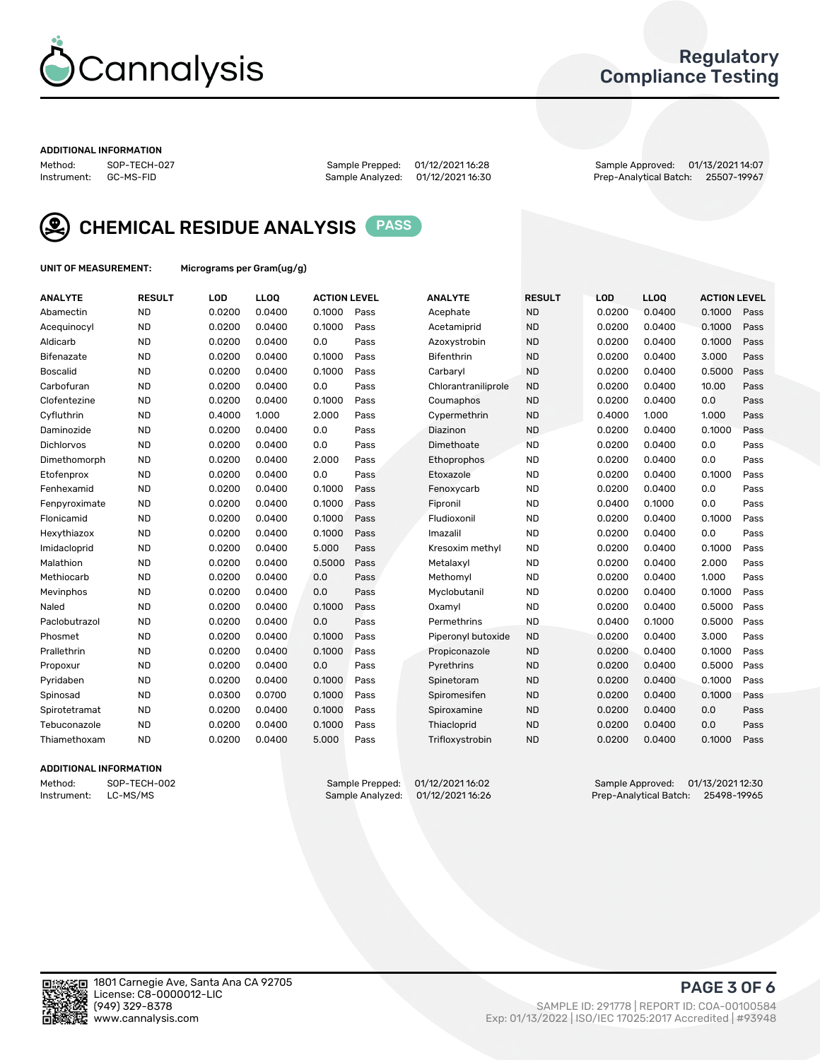# Cannalysis

## Regulatory Compliance Testing

**ADDITIONAL INFORMATION**

Method: SOP-TECH-027
Instrument: GC-MS-FID

Sample Prepped: 01/12/2021 16:28
Sample Analyzed: 01/12/2021 16:30

Sample Approved: 01/13/2021 14:07
Prep-Analytical Batch: 25507-19967

## CHEMICAL RESIDUE ANALYSIS PASS

**UNIT OF MEASUREMENT:** Micrograms per Gram(ug/g)

| ANALYTE | RESULT | LOD | LLOQ | ACTION LEVEL | | ANALYTE | RESULT | LOD | LLOQ | ACTION LEVEL | |
|---|---|---|---|---|---|---|---|---|---|---|---|
| Abamectin | ND | 0.0200 | 0.0400 | 0.1000 | Pass | Acephate | ND | 0.0200 | 0.0400 | 0.1000 | Pass |
| Acequinocyl | ND | 0.0200 | 0.0400 | 0.1000 | Pass | Acetamiprid | ND | 0.0200 | 0.0400 | 0.1000 | Pass |
| Aldicarb | ND | 0.0200 | 0.0400 | 0.0 | Pass | Azoxystrobin | ND | 0.0200 | 0.0400 | 0.1000 | Pass |
| Bifenazate | ND | 0.0200 | 0.0400 | 0.1000 | Pass | Bifenthrin | ND | 0.0200 | 0.0400 | 3.000 | Pass |
| Boscalid | ND | 0.0200 | 0.0400 | 0.1000 | Pass | Carbaryl | ND | 0.0200 | 0.0400 | 0.5000 | Pass |
| Carbofuran | ND | 0.0200 | 0.0400 | 0.0 | Pass | Chlorantraniliprole | ND | 0.0200 | 0.0400 | 10.00 | Pass |
| Clofentezine | ND | 0.0200 | 0.0400 | 0.1000 | Pass | Coumaphos | ND | 0.0200 | 0.0400 | 0.0 | Pass |
| Cyfluthrin | ND | 0.4000 | 1.000 | 2.000 | Pass | Cypermethrin | ND | 0.4000 | 1.000 | 1.000 | Pass |
| Daminozide | ND | 0.0200 | 0.0400 | 0.0 | Pass | Diazinon | ND | 0.0200 | 0.0400 | 0.1000 | Pass |
| Dichlorvos | ND | 0.0200 | 0.0400 | 0.0 | Pass | Dimethoate | ND | 0.0200 | 0.0400 | 0.0 | Pass |
| Dimethomorph | ND | 0.0200 | 0.0400 | 2.000 | Pass | Ethoprophos | ND | 0.0200 | 0.0400 | 0.0 | Pass |
| Etofenprox | ND | 0.0200 | 0.0400 | 0.0 | Pass | Etoxazole | ND | 0.0200 | 0.0400 | 0.1000 | Pass |
| Fenhexamid | ND | 0.0200 | 0.0400 | 0.1000 | Pass | Fenoxycarb | ND | 0.0200 | 0.0400 | 0.0 | Pass |
| Fenpyroximate | ND | 0.0200 | 0.0400 | 0.1000 | Pass | Fipronil | ND | 0.0400 | 0.1000 | 0.0 | Pass |
| Flonicamid | ND | 0.0200 | 0.0400 | 0.1000 | Pass | Fludioxonil | ND | 0.0200 | 0.0400 | 0.1000 | Pass |
| Hexythiazox | ND | 0.0200 | 0.0400 | 0.1000 | Pass | Imazalil | ND | 0.0200 | 0.0400 | 0.0 | Pass |
| Imidacloprid | ND | 0.0200 | 0.0400 | 5.000 | Pass | Kresoxim methyl | ND | 0.0200 | 0.0400 | 0.1000 | Pass |
| Malathion | ND | 0.0200 | 0.0400 | 0.5000 | Pass | Metalaxyl | ND | 0.0200 | 0.0400 | 2.000 | Pass |
| Methiocarb | ND | 0.0200 | 0.0400 | 0.0 | Pass | Methomyl | ND | 0.0200 | 0.0400 | 1.000 | Pass |
| Mevinphos | ND | 0.0200 | 0.0400 | 0.0 | Pass | Myclobutanil | ND | 0.0200 | 0.0400 | 0.1000 | Pass |
| Naled | ND | 0.0200 | 0.0400 | 0.1000 | Pass | Oxamyl | ND | 0.0200 | 0.0400 | 0.5000 | Pass |
| Paclobutrazol | ND | 0.0200 | 0.0400 | 0.0 | Pass | Permethrins | ND | 0.0400 | 0.1000 | 0.5000 | Pass |
| Phosmet | ND | 0.0200 | 0.0400 | 0.1000 | Pass | Piperonyl butoxide | ND | 0.0200 | 0.0400 | 3.000 | Pass |
| Prallethrin | ND | 0.0200 | 0.0400 | 0.1000 | Pass | Propiconazole | ND | 0.0200 | 0.0400 | 0.1000 | Pass |
| Propoxur | ND | 0.0200 | 0.0400 | 0.0 | Pass | Pyrethrins | ND | 0.0200 | 0.0400 | 0.5000 | Pass |
| Pyridaben | ND | 0.0200 | 0.0400 | 0.1000 | Pass | Spinetoram | ND | 0.0200 | 0.0400 | 0.1000 | Pass |
| Spinosad | ND | 0.0300 | 0.0700 | 0.1000 | Pass | Spiromesifen | ND | 0.0200 | 0.0400 | 0.1000 | Pass |
| Spirotetramat | ND | 0.0200 | 0.0400 | 0.1000 | Pass | Spiroxamine | ND | 0.0200 | 0.0400 | 0.0 | Pass |
| Tebuconazole | ND | 0.0200 | 0.0400 | 0.1000 | Pass | Thiacloprid | ND | 0.0200 | 0.0400 | 0.0 | Pass |
| Thiamethoxam | ND | 0.0200 | 0.0400 | 5.000 | Pass | Trifloxystrobin | ND | 0.0200 | 0.0400 | 0.1000 | Pass |

**ADDITIONAL INFORMATION**

Method: SOP-TECH-002
Instrument: LC-MS/MS

Sample Prepped: 01/12/2021 16:02
Sample Analyzed: 01/12/2021 16:26

Sample Approved: 01/13/2021 12:30
Prep-Analytical Batch: 25498-19965

1801 Carnegie Ave, Santa Ana CA 92705
License: C8-0000012-LIC
(949) 329-8378
www.cannalysis.com

SAMPLE ID: 291778 | REPORT ID: COA-00100584
Exp: 01/13/2022 | ISO/IEC 17025:2017 Accredited | #93948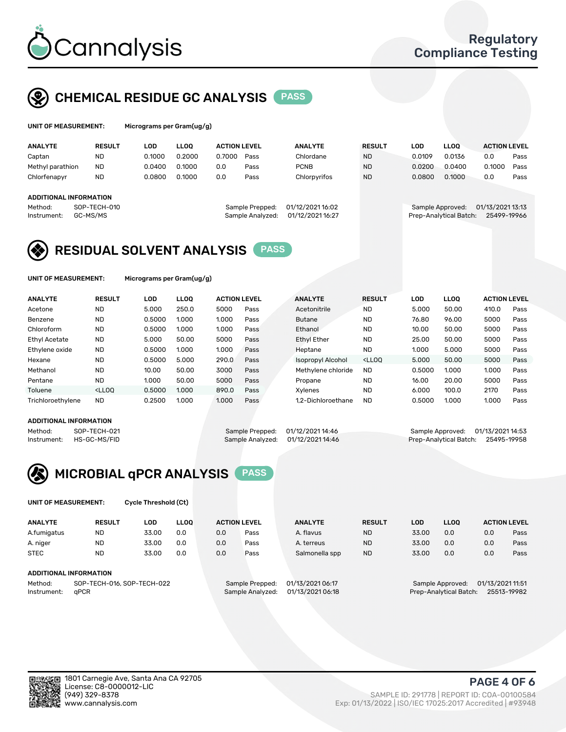# Cannalysis

Regulatory Compliance Testing

## CHEMICAL RESIDUE GC ANALYSIS PASS

**UNIT OF MEASUREMENT:** Micrograms per Gram(ug/g)

| ANALYTE | RESULT | LOD | LLOQ | ACTION LEVEL | | ANALYTE | RESULT | LOD | LLOQ | ACTION LEVEL | |
|---|---|---|---|---|---|---|---|---|---|---|---|
| Captan | ND | 0.1000 | 0.2000 | 0.7000 | Pass | Chlordane | ND | 0.0109 | 0.0136 | 0.0 | Pass |
| Methyl parathion | ND | 0.0400 | 0.1000 | 0.0 | Pass | PCNB | ND | 0.0200 | 0.0400 | 0.1000 | Pass |
| Chlorfenapyr | ND | 0.0800 | 0.1000 | 0.0 | Pass | Chlorpyrifos | ND | 0.0800 | 0.1000 | 0.0 | Pass |

**ADDITIONAL INFORMATION**

Method: SOP-TECH-010
Instrument: GC-MS/MS
Sample Prepped: 01/12/2021 16:02
Sample Analyzed: 01/12/2021 16:27
Sample Approved: 01/13/2021 13:13
Prep-Analytical Batch: 25499-19966

## RESIDUAL SOLVENT ANALYSIS PASS

**UNIT OF MEASUREMENT:** Micrograms per Gram(ug/g)

| ANALYTE | RESULT | LOD | LLOQ | ACTION LEVEL | | ANALYTE | RESULT | LOD | LLOQ | ACTION LEVEL | |
|---|---|---|---|---|---|---|---|---|---|---|---|
| Acetone | ND | 5.000 | 250.0 | 5000 | Pass | Acetonitrile | ND | 5.000 | 50.00 | 410.0 | Pass |
| Benzene | ND | 0.5000 | 1.000 | 1.000 | Pass | Butane | ND | 76.80 | 96.00 | 5000 | Pass |
| Chloroform | ND | 0.5000 | 1.000 | 1.000 | Pass | Ethanol | ND | 10.00 | 50.00 | 5000 | Pass |
| Ethyl Acetate | ND | 5.000 | 50.00 | 5000 | Pass | Ethyl Ether | ND | 25.00 | 50.00 | 5000 | Pass |
| Ethylene oxide | ND | 0.5000 | 1.000 | 1.000 | Pass | Heptane | ND | 1.000 | 5.000 | 5000 | Pass |
| Hexane | ND | 0.5000 | 5.000 | 290.0 | Pass | Isopropyl Alcohol | <LLOQ | 5.000 | 50.00 | 5000 | Pass |
| Methanol | ND | 10.00 | 50.00 | 3000 | Pass | Methylene chloride | ND | 0.5000 | 1.000 | 1.000 | Pass |
| Pentane | ND | 1.000 | 50.00 | 5000 | Pass | Propane | ND | 16.00 | 20.00 | 5000 | Pass |
| Toluene | <LLOQ | 0.5000 | 1.000 | 890.0 | Pass | Xylenes | ND | 6.000 | 100.0 | 2170 | Pass |
| Trichloroethylene | ND | 0.2500 | 1.000 | 1.000 | Pass | 1,2-Dichloroethane | ND | 0.5000 | 1.000 | 1.000 | Pass |

**ADDITIONAL INFORMATION**

Method: SOP-TECH-021
Instrument: HS-GC-MS/FID
Sample Prepped: 01/12/2021 14:46
Sample Analyzed: 01/12/2021 14:46
Sample Approved: 01/13/2021 14:53
Prep-Analytical Batch: 25495-19958

## MICROBIAL qPCR ANALYSIS PASS

**UNIT OF MEASUREMENT:** Cycle Threshold (Ct)

| ANALYTE | RESULT | LOD | LLOQ | ACTION LEVEL | | ANALYTE | RESULT | LOD | LLOQ | ACTION LEVEL | |
|---|---|---|---|---|---|---|---|---|---|---|---|
| A.fumigatus | ND | 33.00 | 0.0 | 0.0 | Pass | A. flavus | ND | 33.00 | 0.0 | 0.0 | Pass |
| A. niger | ND | 33.00 | 0.0 | 0.0 | Pass | A. terreus | ND | 33.00 | 0.0 | 0.0 | Pass |
| STEC | ND | 33.00 | 0.0 | 0.0 | Pass | Salmonella spp | ND | 33.00 | 0.0 | 0.0 | Pass |

**ADDITIONAL INFORMATION**

Method: SOP-TECH-016, SOP-TECH-022
Instrument: qPCR
Sample Prepped: 01/13/2021 06:17
Sample Analyzed: 01/13/2021 06:18
Sample Approved: 01/13/2021 11:51
Prep-Analytical Batch: 25513-19982

1801 Carnegie Ave, Santa Ana CA 92705
License: C8-0000012-LIC
(949) 329-8378
www.cannalysis.com

SAMPLE ID: 291778 | REPORT ID: COA-00100584
Exp: 01/13/2022 | ISO/IEC 17025:2017 Accredited | #93948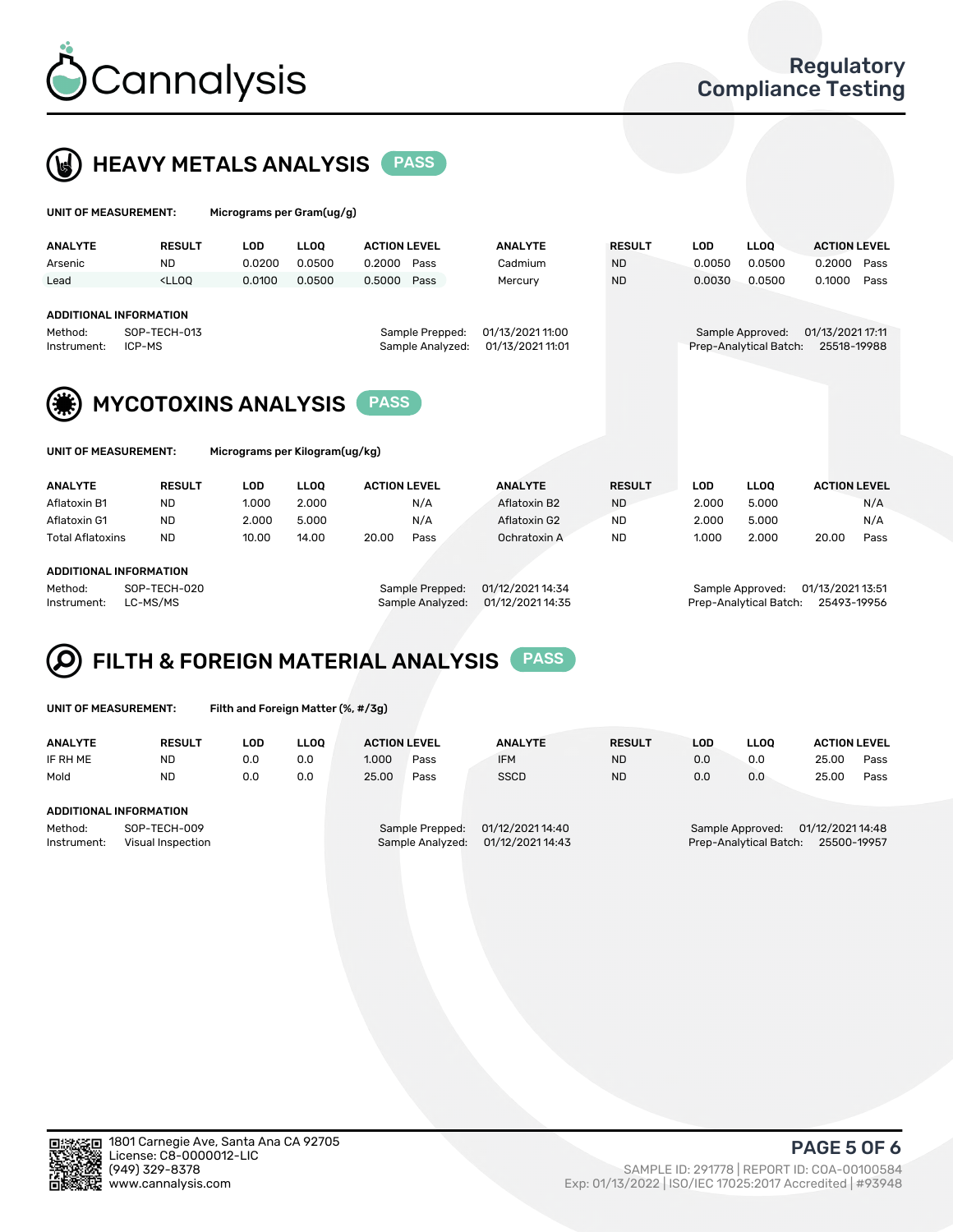# Cannalysis

Regulatory Compliance Testing

## HEAVY METALS ANALYSIS PASS

**UNIT OF MEASUREMENT:** Micrograms per Gram(ug/g)

| ANALYTE | RESULT | LOD | LLOQ | ACTION LEVEL | | ANALYTE | RESULT | LOD | LLOQ | ACTION LEVEL | |
|---|---|---|---|---|---|---|---|---|---|---|---|
| Arsenic | ND | 0.0200 | 0.0500 | 0.2000 | Pass | Cadmium | ND | 0.0050 | 0.0500 | 0.2000 | Pass |
| Lead | <LLOQ | 0.0100 | 0.0500 | 0.5000 | Pass | Mercury | ND | 0.0030 | 0.0500 | 0.1000 | Pass |

**ADDITIONAL INFORMATION**

Method: SOP-TECH-013
Instrument: ICP-MS
Sample Prepped: 01/13/2021 11:00
Sample Analyzed: 01/13/2021 11:01
Sample Approved: 01/13/2021 17:11
Prep-Analytical Batch: 25518-19988

## MYCOTOXINS ANALYSIS PASS

**UNIT OF MEASUREMENT:** Micrograms per Kilogram(ug/kg)

| ANALYTE | RESULT | LOD | LLOQ | ACTION LEVEL | | ANALYTE | RESULT | LOD | LLOQ | ACTION LEVEL | |
|---|---|---|---|---|---|---|---|---|---|---|---|
| Aflatoxin B1 | ND | 1.000 | 2.000 | | N/A | Aflatoxin B2 | ND | 2.000 | 5.000 | | N/A |
| Aflatoxin G1 | ND | 2.000 | 5.000 | | N/A | Aflatoxin G2 | ND | 2.000 | 5.000 | | N/A |
| Total Aflatoxins | ND | 10.00 | 14.00 | 20.00 | Pass | Ochratoxin A | ND | 1.000 | 2.000 | 20.00 | Pass |

**ADDITIONAL INFORMATION**

Method: SOP-TECH-020
Instrument: LC-MS/MS
Sample Prepped: 01/12/2021 14:34
Sample Analyzed: 01/12/2021 14:35
Sample Approved: 01/13/2021 13:51
Prep-Analytical Batch: 25493-19956

## FILTH & FOREIGN MATERIAL ANALYSIS PASS

**UNIT OF MEASUREMENT:** Filth and Foreign Matter (%, #/3g)

| ANALYTE | RESULT | LOD | LLOQ | ACTION LEVEL | | ANALYTE | RESULT | LOD | LLOQ | ACTION LEVEL | |
|---|---|---|---|---|---|---|---|---|---|---|---|
| IF RH ME | ND | 0.0 | 0.0 | 1.000 | Pass | IFM | ND | 0.0 | 0.0 | 25.00 | Pass |
| Mold | ND | 0.0 | 0.0 | 25.00 | Pass | SSCD | ND | 0.0 | 0.0 | 25.00 | Pass |

**ADDITIONAL INFORMATION**

Method: SOP-TECH-009
Instrument: Visual Inspection
Sample Prepped: 01/12/2021 14:40
Sample Analyzed: 01/12/2021 14:43
Sample Approved: 01/12/2021 14:48
Prep-Analytical Batch: 25500-19957

1801 Carnegie Ave, Santa Ana CA 92705
License: C8-0000012-LIC
(949) 329-8378
www.cannalysis.com

SAMPLE ID: 291778 | REPORT ID: COA-00100584
Exp: 01/13/2022 | ISO/IEC 17025:2017 Accredited | #93948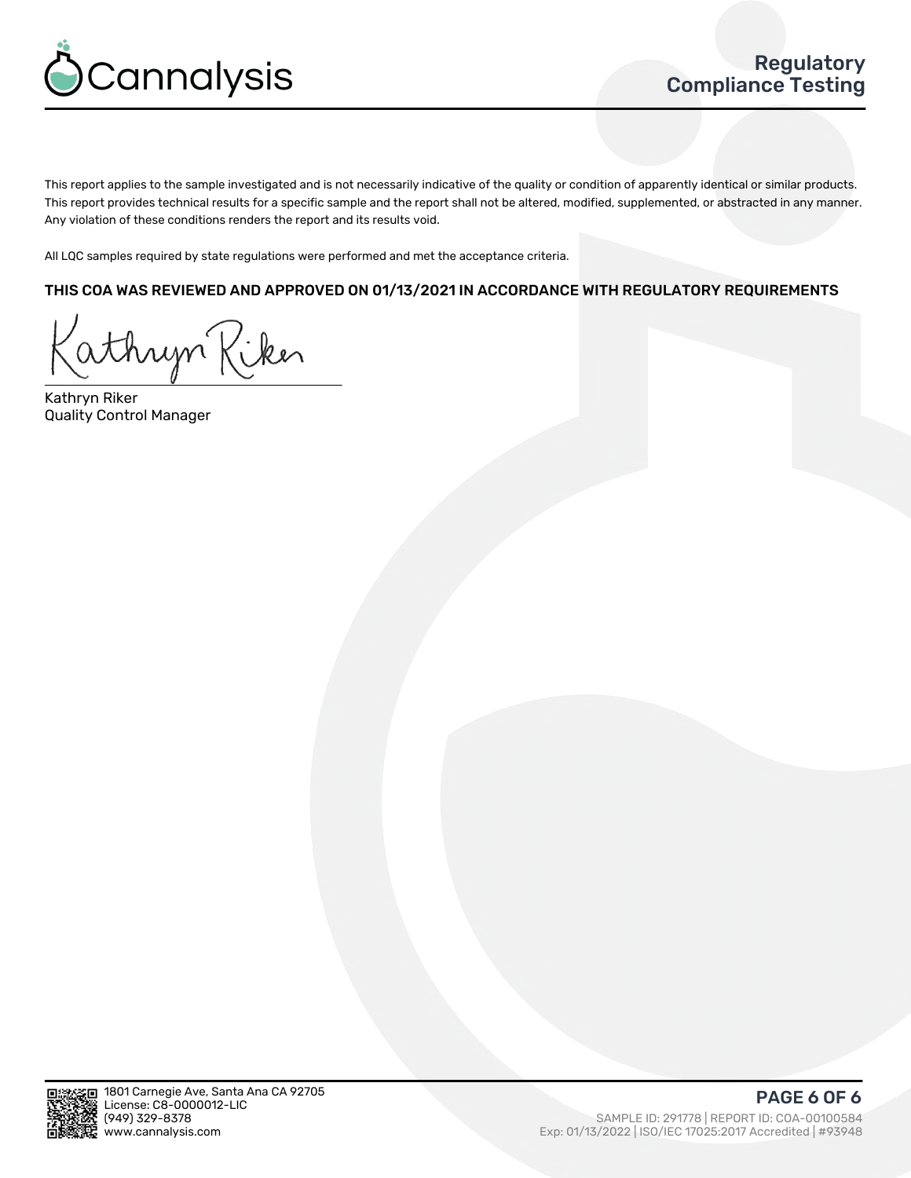This report applies to the sample investigated and is not necessarily indicative of the quality or condition of apparently identical or similar products. This report provides technical results for a specific sample and the report shall not be altered, modified, supplemented, or abstracted in any manner. Any violation of these conditions renders the report and its results void.

All LQC samples required by state regulations were performed and met the acceptance criteria.

**THIS COA WAS REVIEWED AND APPROVED ON 01/13/2021 IN ACCORDANCE WITH REGULATORY REQUIREMENTS**

Kathryn Riker
Quality Control Manager